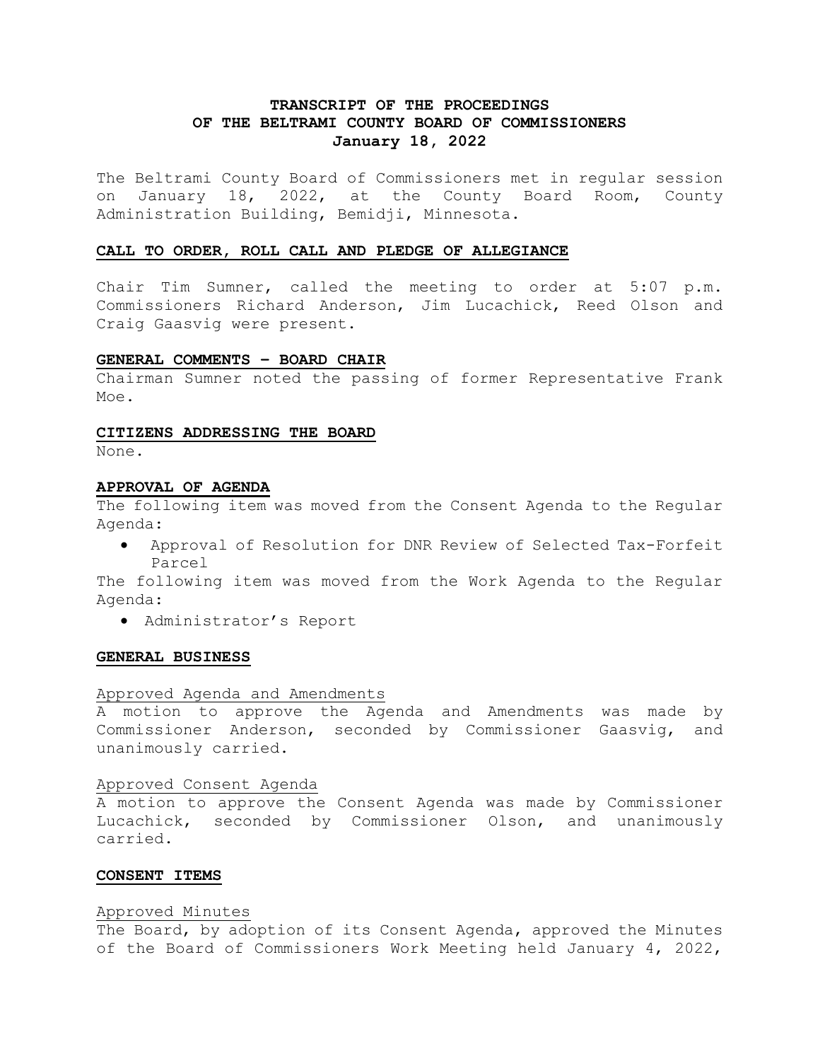# TRANSCRIPT OF THE PROCEEDINGS OF THE BELTRAMI COUNTY BOARD OF COMMISSIONERS January 18, 2022

The Beltrami County Board of Commissioners met in regular session on January 18, 2022, at the County Board Room, County Administration Building, Bemidji, Minnesota.

## CALL TO ORDER, ROLL CALL AND PLEDGE OF ALLEGIANCE

Chair Tim Sumner, called the meeting to order at 5:07 p.m. Commissioners Richard Anderson, Jim Lucachick, Reed Olson and Craig Gaasvig were present.

## GENERAL COMMENTS – BOARD CHAIR

Chairman Sumner noted the passing of former Representative Frank Moe.

## CITIZENS ADDRESSING THE BOARD

None.

## APPROVAL OF AGENDA

The following item was moved from the Consent Agenda to the Regular Agenda:

- Approval of Resolution for DNR Review of Selected Tax-Forfeit Parcel

The following item was moved from the Work Agenda to the Regular Agenda:

- Administrator's Report

## GENERAL BUSINESS

### Approved Agenda and Amendments

A motion to approve the Agenda and Amendments was made by Commissioner Anderson, seconded by Commissioner Gaasvig, and unanimously carried.

### Approved Consent Agenda

A motion to approve the Consent Agenda was made by Commissioner Lucachick, seconded by Commissioner Olson, and unanimously carried.

## CONSENT ITEMS

### Approved Minutes

The Board, by adoption of its Consent Agenda, approved the Minutes of the Board of Commissioners Work Meeting held January 4, 2022,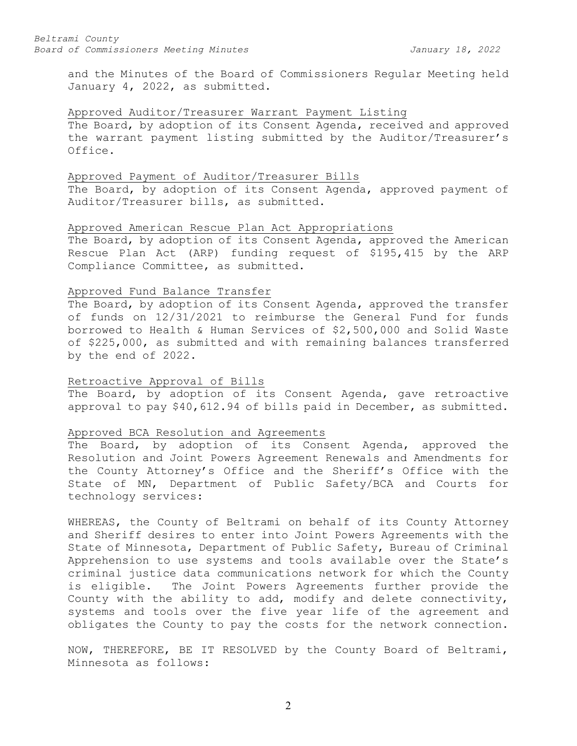and the Minutes of the Board of Commissioners Regular Meeting held January 4, 2022, as submitted.

<u>Approved Auditor/Treasurer Warrant Payment Listing</u>

The Board, by adoption of its Consent Agenda, received and approved the warrant payment listing submitted by the Auditor/Treasurer's Office.

<u>Approved Payment of Auditor/Treasurer Bills</u>

The Board, by adoption of its Consent Agenda, approved payment of Auditor/Treasurer bills, as submitted.

<u>Approved American Rescue Plan Act Appropriations</u>

The Board, by adoption of its Consent Agenda, approved the American Rescue Plan Act (ARP) funding request of $195,415 by the ARP Compliance Committee, as submitted.

<u>Approved Fund Balance Transfer</u>

The Board, by adoption of its Consent Agenda, approved the transfer of funds on 12/31/2021 to reimburse the General Fund for funds borrowed to Health & Human Services of $2,500,000 and Solid Waste of $225,000, as submitted and with remaining balances transferred by the end of 2022.

<u>Retroactive Approval of Bills</u>

The Board, by adoption of its Consent Agenda, gave retroactive approval to pay $40,612.94 of bills paid in December, as submitted.

<u>Approved BCA Resolution and Agreements</u>

The Board, by adoption of its Consent Agenda, approved the Resolution and Joint Powers Agreement Renewals and Amendments for the County Attorney's Office and the Sheriff's Office with the State of MN, Department of Public Safety/BCA and Courts for technology services:

WHEREAS, the County of Beltrami on behalf of its County Attorney and Sheriff desires to enter into Joint Powers Agreements with the State of Minnesota, Department of Public Safety, Bureau of Criminal Apprehension to use systems and tools available over the State's criminal justice data communications network for which the County is eligible. The Joint Powers Agreements further provide the County with the ability to add, modify and delete connectivity, systems and tools over the five year life of the agreement and obligates the County to pay the costs for the network connection.

NOW, THEREFORE, BE IT RESOLVED by the County Board of Beltrami, Minnesota as follows: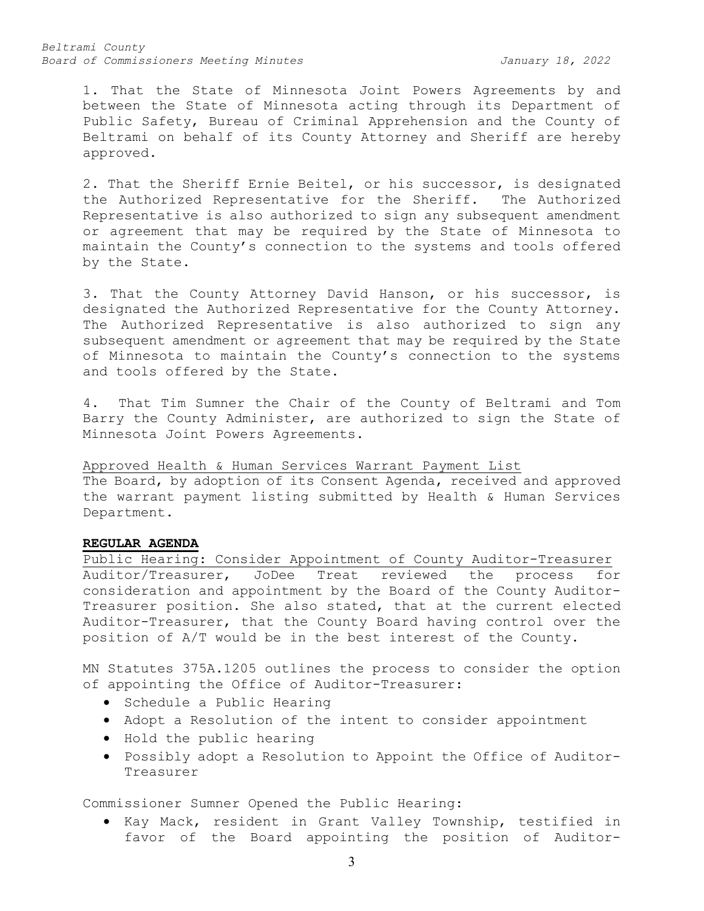1. That the State of Minnesota Joint Powers Agreements by and between the State of Minnesota acting through its Department of Public Safety, Bureau of Criminal Apprehension and the County of Beltrami on behalf of its County Attorney and Sheriff are hereby approved.

2. That the Sheriff Ernie Beitel, or his successor, is designated the Authorized Representative for the Sheriff. The Authorized Representative is also authorized to sign any subsequent amendment or agreement that may be required by the State of Minnesota to maintain the County's connection to the systems and tools offered by the State.

3. That the County Attorney David Hanson, or his successor, is designated the Authorized Representative for the County Attorney. The Authorized Representative is also authorized to sign any subsequent amendment or agreement that may be required by the State of Minnesota to maintain the County's connection to the systems and tools offered by the State.

4. That Tim Sumner the Chair of the County of Beltrami and Tom Barry the County Administer, are authorized to sign the State of Minnesota Joint Powers Agreements.

Approved Health & Human Services Warrant Payment List
The Board, by adoption of its Consent Agenda, received and approved the warrant payment listing submitted by Health & Human Services Department.

**REGULAR AGENDA**

Public Hearing: Consider Appointment of County Auditor-Treasurer
Auditor/Treasurer, JoDee Treat reviewed the process for consideration and appointment by the Board of the County Auditor-Treasurer position. She also stated, that at the current elected Auditor-Treasurer, that the County Board having control over the position of A/T would be in the best interest of the County.

MN Statutes 375A.1205 outlines the process to consider the option of appointing the Office of Auditor-Treasurer:

- Schedule a Public Hearing
- Adopt a Resolution of the intent to consider appointment
- Hold the public hearing
- Possibly adopt a Resolution to Appoint the Office of Auditor-Treasurer

Commissioner Sumner Opened the Public Hearing:

- Kay Mack, resident in Grant Valley Township, testified in favor of the Board appointing the position of Auditor-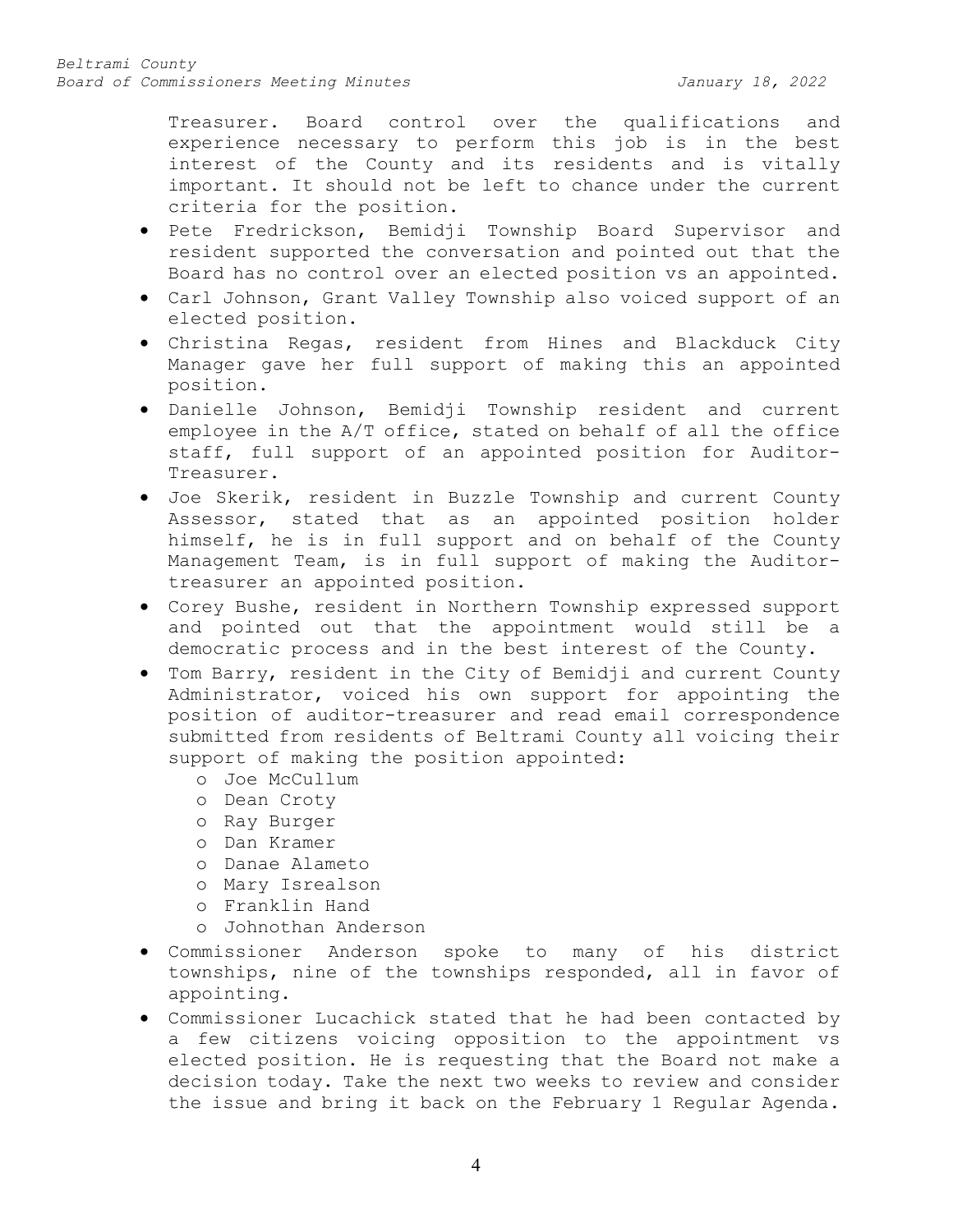Treasurer. Board control over the qualifications and experience necessary to perform this job is in the best interest of the County and its residents and is vitally important. It should not be left to chance under the current criteria for the position.

- Pete Fredrickson, Bemidji Township Board Supervisor and resident supported the conversation and pointed out that the Board has no control over an elected position vs an appointed.
- Carl Johnson, Grant Valley Township also voiced support of an elected position.
- Christina Regas, resident from Hines and Blackduck City Manager gave her full support of making this an appointed position.
- Danielle Johnson, Bemidji Township resident and current employee in the A/T office, stated on behalf of all the office staff, full support of an appointed position for Auditor-Treasurer.
- Joe Skerik, resident in Buzzle Township and current County Assessor, stated that as an appointed position holder himself, he is in full support and on behalf of the County Management Team, is in full support of making the Auditor-treasurer an appointed position.
- Corey Bushe, resident in Northern Township expressed support and pointed out that the appointment would still be a democratic process and in the best interest of the County.
- Tom Barry, resident in the City of Bemidji and current County Administrator, voiced his own support for appointing the position of auditor-treasurer and read email correspondence submitted from residents of Beltrami County all voicing their support of making the position appointed:
  - Joe McCullum
  - Dean Croty
  - Ray Burger
  - Dan Kramer
  - Danae Alameto
  - Mary Isrealson
  - Franklin Hand
  - Johnothan Anderson
- Commissioner Anderson spoke to many of his district townships, nine of the townships responded, all in favor of appointing.
- Commissioner Lucachick stated that he had been contacted by a few citizens voicing opposition to the appointment vs elected position. He is requesting that the Board not make a decision today. Take the next two weeks to review and consider the issue and bring it back on the February 1 Regular Agenda.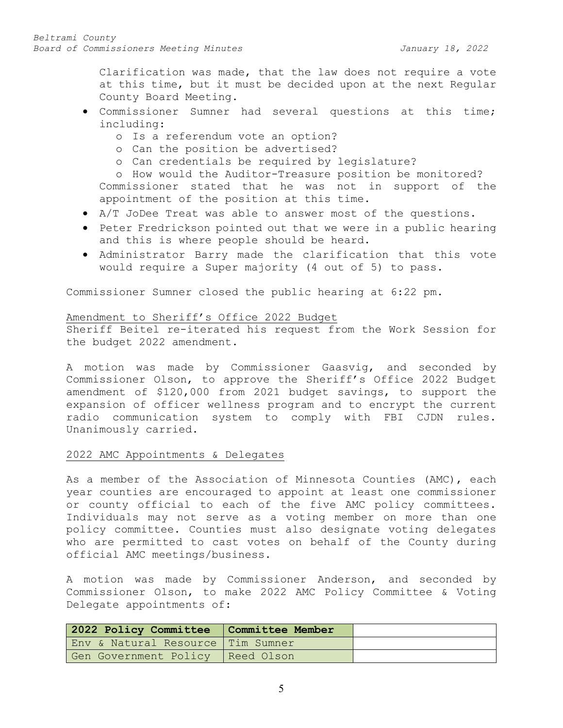Clarification was made, that the law does not require a vote at this time, but it must be decided upon at the next Regular County Board Meeting.

- Commissioner Sumner had several questions at this time; including:
  - Is a referendum vote an option?
  - Can the position be advertised?
  - Can credentials be required by legislature?
  - How would the Auditor-Treasure position be monitored?

  Commissioner stated that he was not in support of the appointment of the position at this time.
- A/T JoDee Treat was able to answer most of the questions.
- Peter Fredrickson pointed out that we were in a public hearing and this is where people should be heard.
- Administrator Barry made the clarification that this vote would require a Super majority (4 out of 5) to pass.

Commissioner Sumner closed the public hearing at 6:22 pm.

## Amendment to Sheriff's Office 2022 Budget

Sheriff Beitel re-iterated his request from the Work Session for the budget 2022 amendment.

A motion was made by Commissioner Gaasvig, and seconded by Commissioner Olson, to approve the Sheriff's Office 2022 Budget amendment of $120,000 from 2021 budget savings, to support the expansion of officer wellness program and to encrypt the current radio communication system to comply with FBI CJDN rules. Unanimously carried.

## 2022 AMC Appointments & Delegates

As a member of the Association of Minnesota Counties (AMC), each year counties are encouraged to appoint at least one commissioner or county official to each of the five AMC policy committees. Individuals may not serve as a voting member on more than one policy committee. Counties must also designate voting delegates who are permitted to cast votes on behalf of the County during official AMC meetings/business.

A motion was made by Commissioner Anderson, and seconded by Commissioner Olson, to make 2022 AMC Policy Committee & Voting Delegate appointments of:

| 2022 Policy Committee | Committee Member | |
|---|---|---|
| Env & Natural Resource | Tim Sumner | |
| Gen Government Policy | Reed Olson | |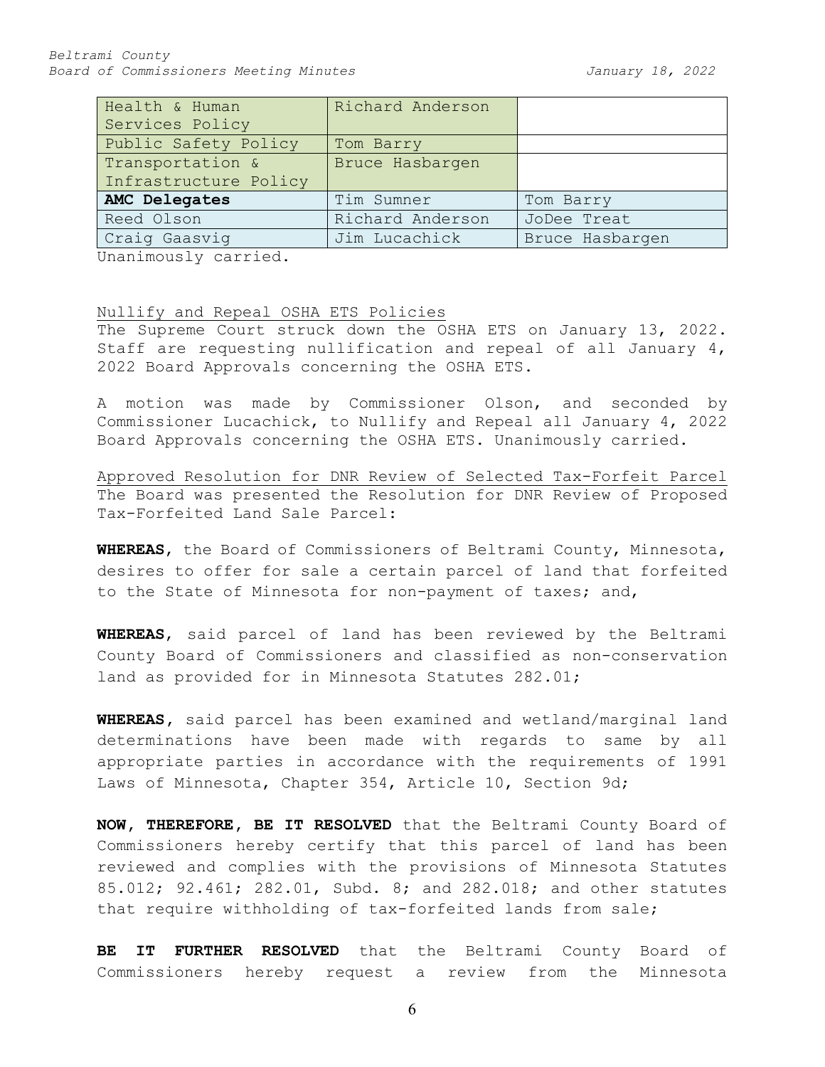| Health & Human Services Policy | Richard Anderson | |
|---|---|---|
| Public Safety Policy | Tom Barry | |
| Transportation & Infrastructure Policy | Bruce Hasbargen | |
| **AMC Delegates** | Tim Sumner | Tom Barry |
| Reed Olson | Richard Anderson | JoDee Treat |
| Craig Gaasvig | Jim Lucachick | Bruce Hasbargen |

Unanimously carried.

Nullify and Repeal OSHA ETS Policies

The Supreme Court struck down the OSHA ETS on January 13, 2022. Staff are requesting nullification and repeal of all January 4, 2022 Board Approvals concerning the OSHA ETS.

A motion was made by Commissioner Olson, and seconded by Commissioner Lucachick, to Nullify and Repeal all January 4, 2022 Board Approvals concerning the OSHA ETS. Unanimously carried.

Approved Resolution for DNR Review of Selected Tax-Forfeit Parcel

The Board was presented the Resolution for DNR Review of Proposed Tax-Forfeited Land Sale Parcel:

**WHEREAS**, the Board of Commissioners of Beltrami County, Minnesota, desires to offer for sale a certain parcel of land that forfeited to the State of Minnesota for non-payment of taxes; and,

**WHEREAS**, said parcel of land has been reviewed by the Beltrami County Board of Commissioners and classified as non-conservation land as provided for in Minnesota Statutes 282.01;

**WHEREAS**, said parcel has been examined and wetland/marginal land determinations have been made with regards to same by all appropriate parties in accordance with the requirements of 1991 Laws of Minnesota, Chapter 354, Article 10, Section 9d;

**NOW, THEREFORE, BE IT RESOLVED** that the Beltrami County Board of Commissioners hereby certify that this parcel of land has been reviewed and complies with the provisions of Minnesota Statutes 85.012; 92.461; 282.01, Subd. 8; and 282.018; and other statutes that require withholding of tax-forfeited lands from sale;

**BE IT FURTHER RESOLVED** that the Beltrami County Board of Commissioners hereby request a review from the Minnesota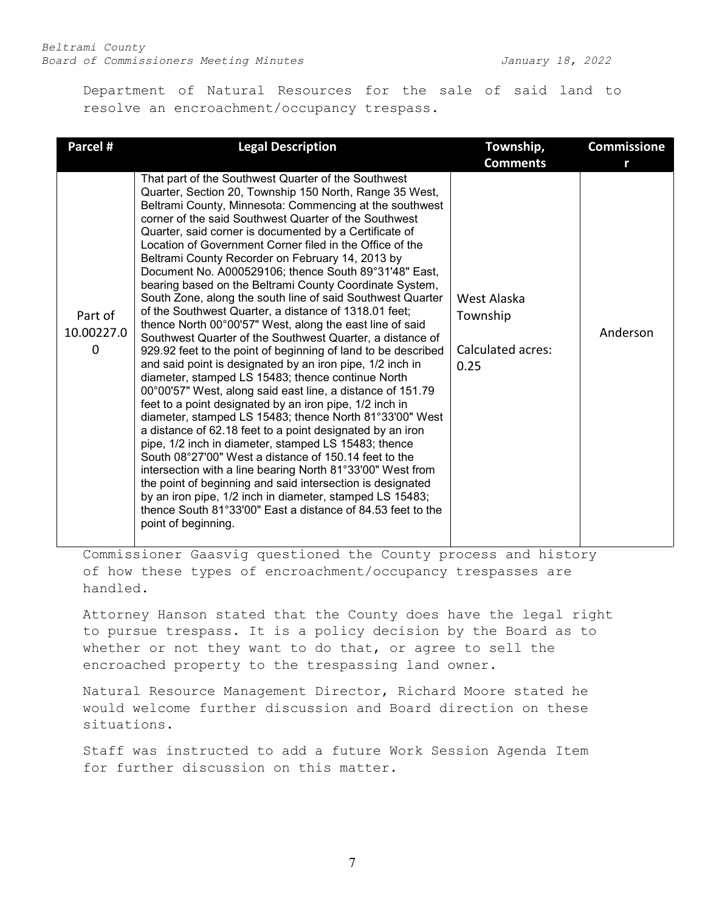Department of Natural Resources for the sale of said land to resolve an encroachment/occupancy trespass.

| Parcel # | Legal Description | Township, Comments | Commissioner |
|---|---|---|---|
| Part of 10.00227.00 | That part of the Southwest Quarter of the Southwest Quarter, Section 20, Township 150 North, Range 35 West, Beltrami County, Minnesota: Commencing at the southwest corner of the said Southwest Quarter of the Southwest Quarter, said corner is documented by a Certificate of Location of Government Corner filed in the Office of the Beltrami County Recorder on February 14, 2013 by Document No. A000529106; thence South 89°31'48" East, bearing based on the Beltrami County Coordinate System, South Zone, along the south line of said Southwest Quarter of the Southwest Quarter, a distance of 1318.01 feet; thence North 00°00'57" West, along the east line of said Southwest Quarter of the Southwest Quarter, a distance of 929.92 feet to the point of beginning of land to be described and said point is designated by an iron pipe, 1/2 inch in diameter, stamped LS 15483; thence continue North 00°00'57" West, along said east line, a distance of 151.79 feet to a point designated by an iron pipe, 1/2 inch in diameter, stamped LS 15483; thence North 81°33'00" West a distance of 62.18 feet to a point designated by an iron pipe, 1/2 inch in diameter, stamped LS 15483; thence South 08°27'00" West a distance of 150.14 feet to the intersection with a line bearing North 81°33'00" West from the point of beginning and said intersection is designated by an iron pipe, 1/2 inch in diameter, stamped LS 15483; thence South 81°33'00" East a distance of 84.53 feet to the point of beginning. | West Alaska Township<br><br>Calculated acres: 0.25 | Anderson |

Commissioner Gaasvig questioned the County process and history of how these types of encroachment/occupancy trespasses are handled.

Attorney Hanson stated that the County does have the legal right to pursue trespass. It is a policy decision by the Board as to whether or not they want to do that, or agree to sell the encroached property to the trespassing land owner.

Natural Resource Management Director, Richard Moore stated he would welcome further discussion and Board direction on these situations.

Staff was instructed to add a future Work Session Agenda Item for further discussion on this matter.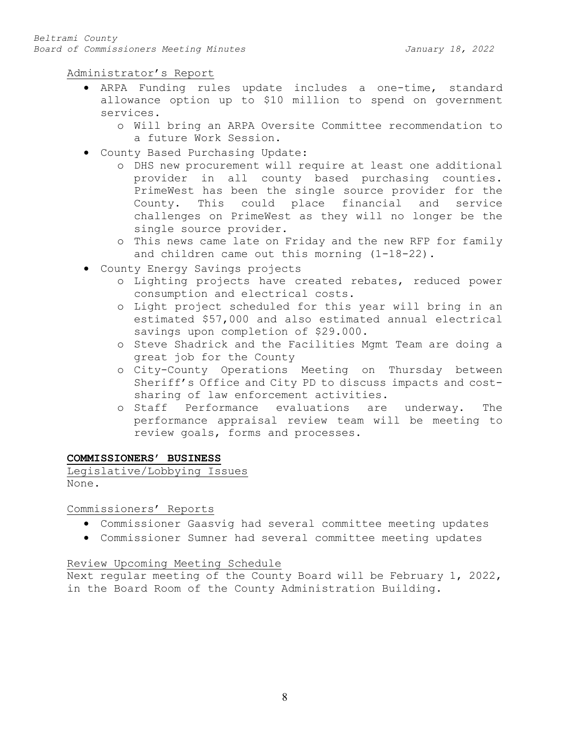Administrator's Report

- ARPA Funding rules update includes a one-time, standard allowance option up to $10 million to spend on government services.
  - Will bring an ARPA Oversite Committee recommendation to a future Work Session.
- County Based Purchasing Update:
  - DHS new procurement will require at least one additional provider in all county based purchasing counties. PrimeWest has been the single source provider for the County. This could place financial and service challenges on PrimeWest as they will no longer be the single source provider.
  - This news came late on Friday and the new RFP for family and children came out this morning (1-18-22).
- County Energy Savings projects
  - Lighting projects have created rebates, reduced power consumption and electrical costs.
  - Light project scheduled for this year will bring in an estimated $57,000 and also estimated annual electrical savings upon completion of $29.000.
  - Steve Shadrick and the Facilities Mgmt Team are doing a great job for the County
  - City-County Operations Meeting on Thursday between Sheriff's Office and City PD to discuss impacts and cost-sharing of law enforcement activities.
  - Staff Performance evaluations are underway. The performance appraisal review team will be meeting to review goals, forms and processes.

**COMMISSIONERS' BUSINESS**

Legislative/Lobbying Issues

None.

Commissioners' Reports

- Commissioner Gaasvig had several committee meeting updates
- Commissioner Sumner had several committee meeting updates

Review Upcoming Meeting Schedule

Next regular meeting of the County Board will be February 1, 2022, in the Board Room of the County Administration Building.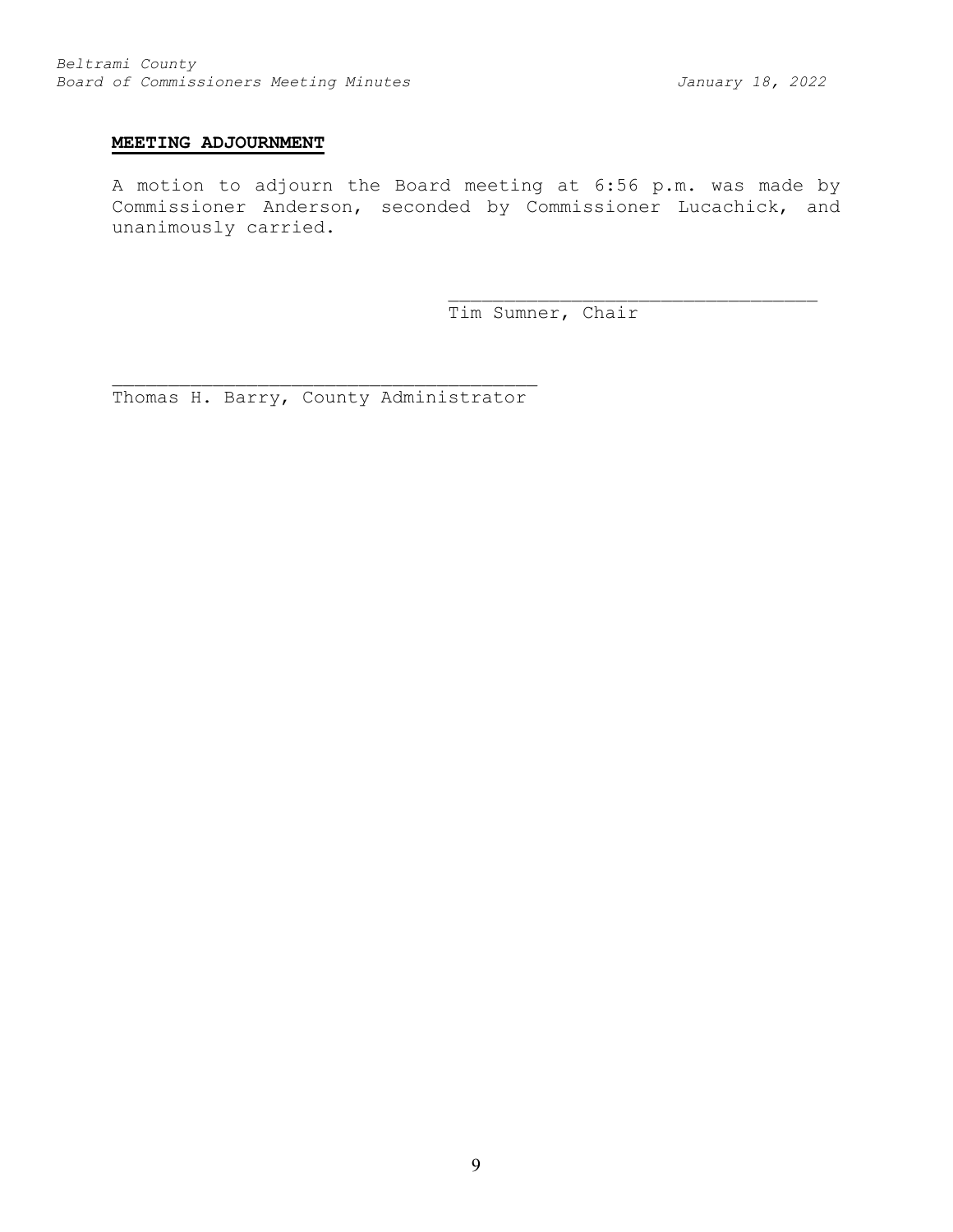**MEETING ADJOURNMENT**

A motion to adjourn the Board meeting at 6:56 p.m. was made by Commissioner Anderson, seconded by Commissioner Lucachick, and unanimously carried.

\_\_\_\_\_\_\_\_\_\_\_\_\_\_\_\_\_\_\_\_\_\_\_\_\_\_\_\_\_\_\_\_\_\_\_

Tim Sumner, Chair

\_\_\_\_\_\_\_\_\_\_\_\_\_\_\_\_\_\_\_\_\_\_\_\_\_\_\_\_\_\_\_\_\_\_\_

Thomas H. Barry, County Administrator